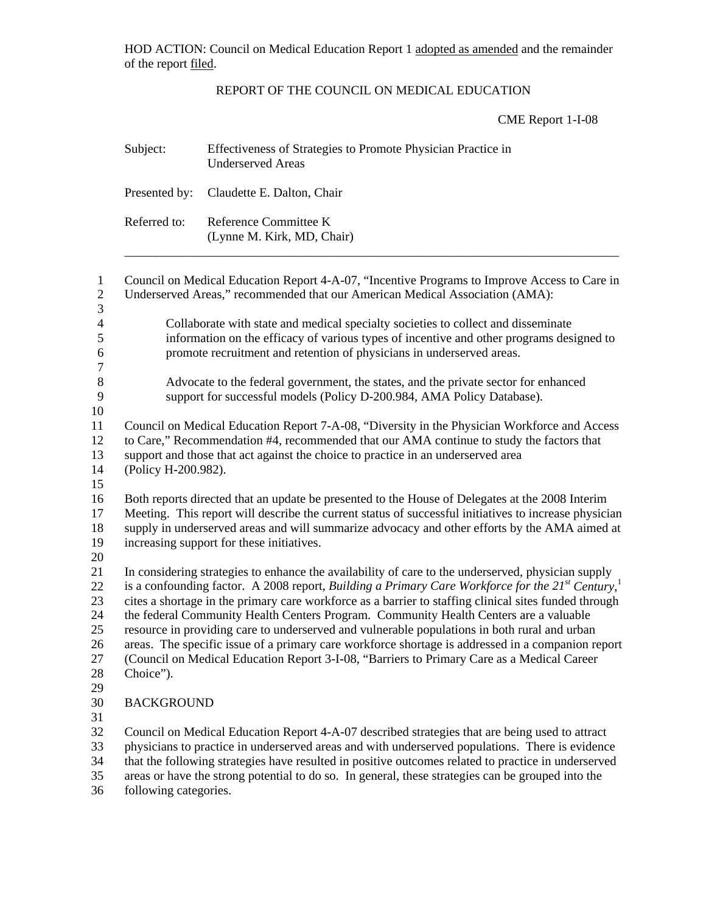HOD ACTION: Council on Medical Education Report 1 adopted as amended and the remainder of the report filed.

# REPORT OF THE COUNCIL ON MEDICAL EDUCATION

CME Report 1-I-08

| | |
|---|---|
| Subject: | Effectiveness of Strategies to Promote Physician Practice in Underserved Areas |
| Presented by: | Claudette E. Dalton, Chair |
| Referred to: | Reference Committee K (Lynne M. Kirk, MD, Chair) |

---

Council on Medical Education Report 4-A-07, "Incentive Programs to Improve Access to Care in Underserved Areas," recommended that our American Medical Association (AMA):

> Collaborate with state and medical specialty societies to collect and disseminate information on the efficacy of various types of incentive and other programs designed to promote recruitment and retention of physicians in underserved areas.
>
> Advocate to the federal government, the states, and the private sector for enhanced support for successful models (Policy D-200.984, AMA Policy Database).

Council on Medical Education Report 7-A-08, "Diversity in the Physician Workforce and Access to Care," Recommendation #4, recommended that our AMA continue to study the factors that support and those that act against the choice to practice in an underserved area (Policy H-200.982).

Both reports directed that an update be presented to the House of Delegates at the 2008 Interim Meeting. This report will describe the current status of successful initiatives to increase physician supply in underserved areas and will summarize advocacy and other efforts by the AMA aimed at increasing support for these initiatives.

In considering strategies to enhance the availability of care to the underserved, physician supply is a confounding factor. A 2008 report, *Building a Primary Care Workforce for the 21st Century*,[1] cites a shortage in the primary care workforce as a barrier to staffing clinical sites funded through the federal Community Health Centers Program. Community Health Centers are a valuable resource in providing care to underserved and vulnerable populations in both rural and urban areas. The specific issue of a primary care workforce shortage is addressed in a companion report (Council on Medical Education Report 3-I-08, "Barriers to Primary Care as a Medical Career Choice").

## BACKGROUND

Council on Medical Education Report 4-A-07 described strategies that are being used to attract physicians to practice in underserved areas and with underserved populations. There is evidence that the following strategies have resulted in positive outcomes related to practice in underserved areas or have the strong potential to do so. In general, these strategies can be grouped into the following categories.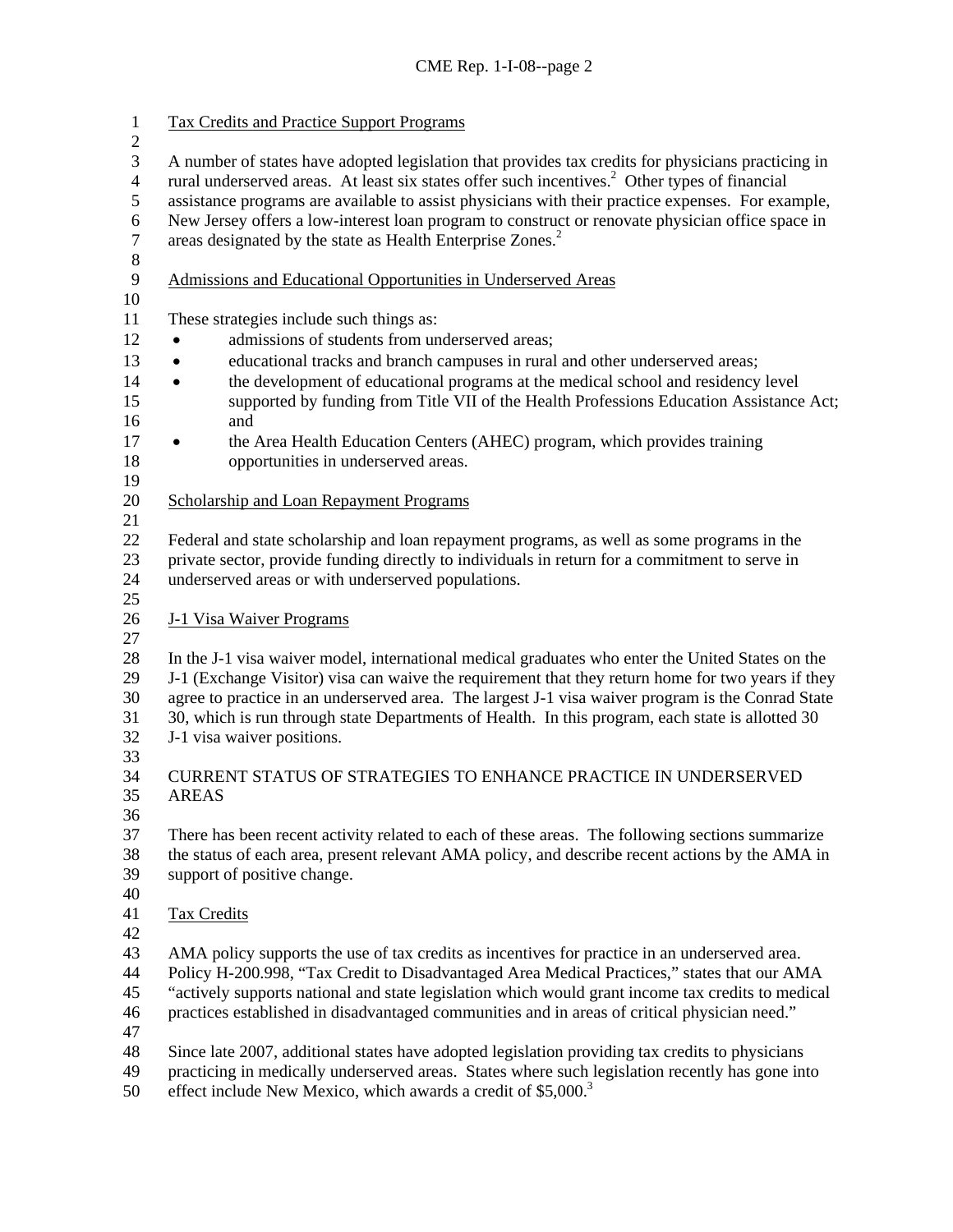Tax Credits and Practice Support Programs

A number of states have adopted legislation that provides tax credits for physicians practicing in rural underserved areas. At least six states offer such incentives.[2] Other types of financial assistance programs are available to assist physicians with their practice expenses. For example, New Jersey offers a low-interest loan program to construct or renovate physician office space in areas designated by the state as Health Enterprise Zones.[2]

Admissions and Educational Opportunities in Underserved Areas

These strategies include such things as:

- admissions of students from underserved areas;
- educational tracks and branch campuses in rural and other underserved areas;
- the development of educational programs at the medical school and residency level supported by funding from Title VII of the Health Professions Education Assistance Act; and
- the Area Health Education Centers (AHEC) program, which provides training opportunities in underserved areas.

Scholarship and Loan Repayment Programs

Federal and state scholarship and loan repayment programs, as well as some programs in the private sector, provide funding directly to individuals in return for a commitment to serve in underserved areas or with underserved populations.

J-1 Visa Waiver Programs

In the J-1 visa waiver model, international medical graduates who enter the United States on the J-1 (Exchange Visitor) visa can waive the requirement that they return home for two years if they agree to practice in an underserved area. The largest J-1 visa waiver program is the Conrad State 30, which is run through state Departments of Health. In this program, each state is allotted 30 J-1 visa waiver positions.

## CURRENT STATUS OF STRATEGIES TO ENHANCE PRACTICE IN UNDERSERVED AREAS

There has been recent activity related to each of these areas. The following sections summarize the status of each area, present relevant AMA policy, and describe recent actions by the AMA in support of positive change.

Tax Credits

AMA policy supports the use of tax credits as incentives for practice in an underserved area. Policy H-200.998, "Tax Credit to Disadvantaged Area Medical Practices," states that our AMA "actively supports national and state legislation which would grant income tax credits to medical practices established in disadvantaged communities and in areas of critical physician need."

Since late 2007, additional states have adopted legislation providing tax credits to physicians practicing in medically underserved areas. States where such legislation recently has gone into effect include New Mexico, which awards a credit of $5,000.[3]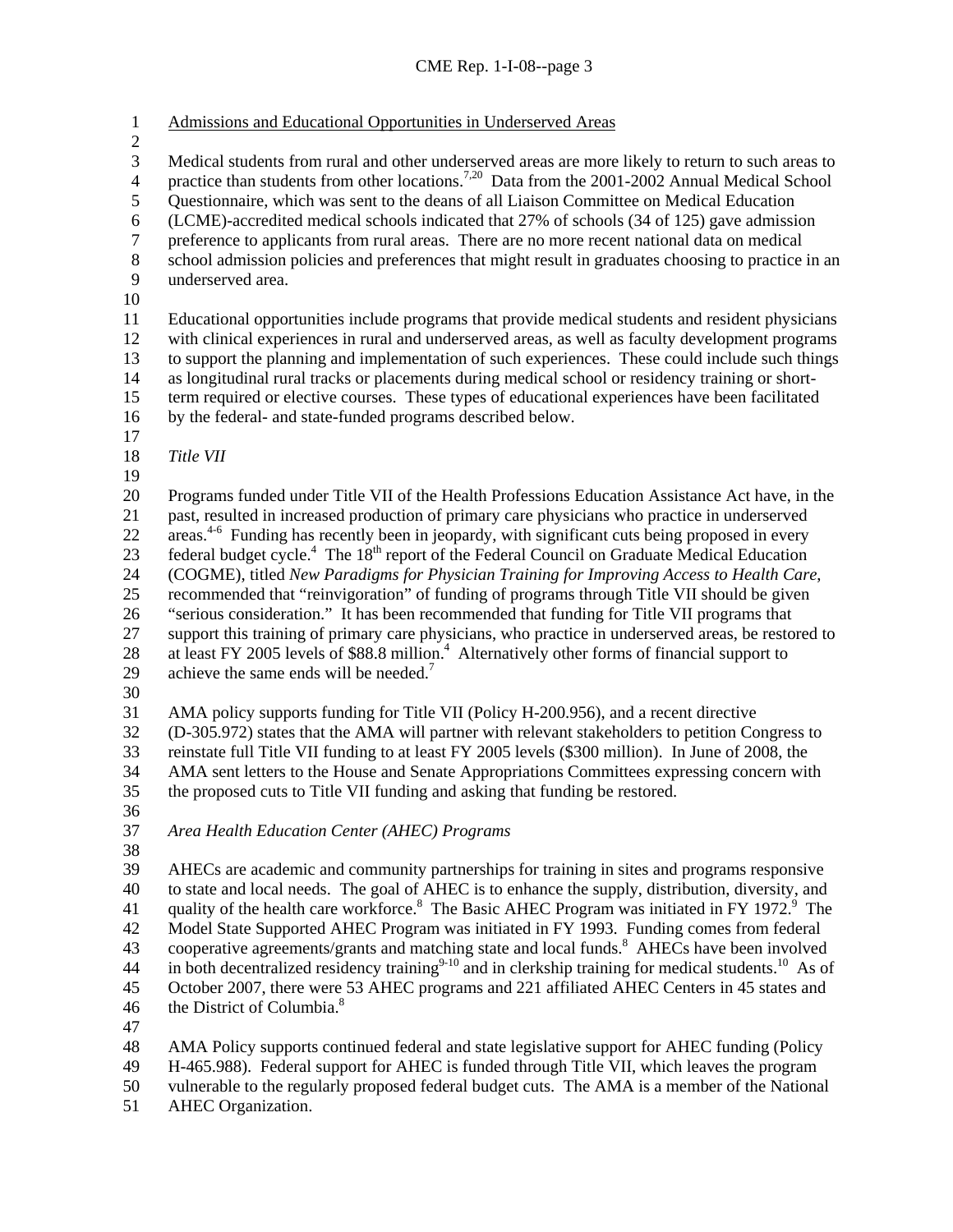Admissions and Educational Opportunities in Underserved Areas

Medical students from rural and other underserved areas are more likely to return to such areas to practice than students from other locations.[7,20] Data from the 2001-2002 Annual Medical School Questionnaire, which was sent to the deans of all Liaison Committee on Medical Education (LCME)-accredited medical schools indicated that 27% of schools (34 of 125) gave admission preference to applicants from rural areas. There are no more recent national data on medical school admission policies and preferences that might result in graduates choosing to practice in an underserved area.

Educational opportunities include programs that provide medical students and resident physicians with clinical experiences in rural and underserved areas, as well as faculty development programs to support the planning and implementation of such experiences. These could include such things as longitudinal rural tracks or placements during medical school or residency training or short-term required or elective courses. These types of educational experiences have been facilitated by the federal- and state-funded programs described below.

*Title VII*

Programs funded under Title VII of the Health Professions Education Assistance Act have, in the past, resulted in increased production of primary care physicians who practice in underserved areas.[4-6] Funding has recently been in jeopardy, with significant cuts being proposed in every federal budget cycle.[4] The 18th report of the Federal Council on Graduate Medical Education (COGME), titled *New Paradigms for Physician Training for Improving Access to Health Care*, recommended that "reinvigoration" of funding of programs through Title VII should be given "serious consideration." It has been recommended that funding for Title VII programs that support this training of primary care physicians, who practice in underserved areas, be restored to at least FY 2005 levels of $88.8 million.[4] Alternatively other forms of financial support to achieve the same ends will be needed.[7]

AMA policy supports funding for Title VII (Policy H-200.956), and a recent directive (D-305.972) states that the AMA will partner with relevant stakeholders to petition Congress to reinstate full Title VII funding to at least FY 2005 levels ($300 million). In June of 2008, the AMA sent letters to the House and Senate Appropriations Committees expressing concern with the proposed cuts to Title VII funding and asking that funding be restored.

*Area Health Education Center (AHEC) Programs*

AHECs are academic and community partnerships for training in sites and programs responsive to state and local needs. The goal of AHEC is to enhance the supply, distribution, diversity, and quality of the health care workforce.[8] The Basic AHEC Program was initiated in FY 1972.[9] The Model State Supported AHEC Program was initiated in FY 1993. Funding comes from federal cooperative agreements/grants and matching state and local funds.[8] AHECs have been involved in both decentralized residency training[9-10] and in clerkship training for medical students.[10] As of October 2007, there were 53 AHEC programs and 221 affiliated AHEC Centers in 45 states and the District of Columbia.[8]

AMA Policy supports continued federal and state legislative support for AHEC funding (Policy H-465.988). Federal support for AHEC is funded through Title VII, which leaves the program vulnerable to the regularly proposed federal budget cuts. The AMA is a member of the National AHEC Organization.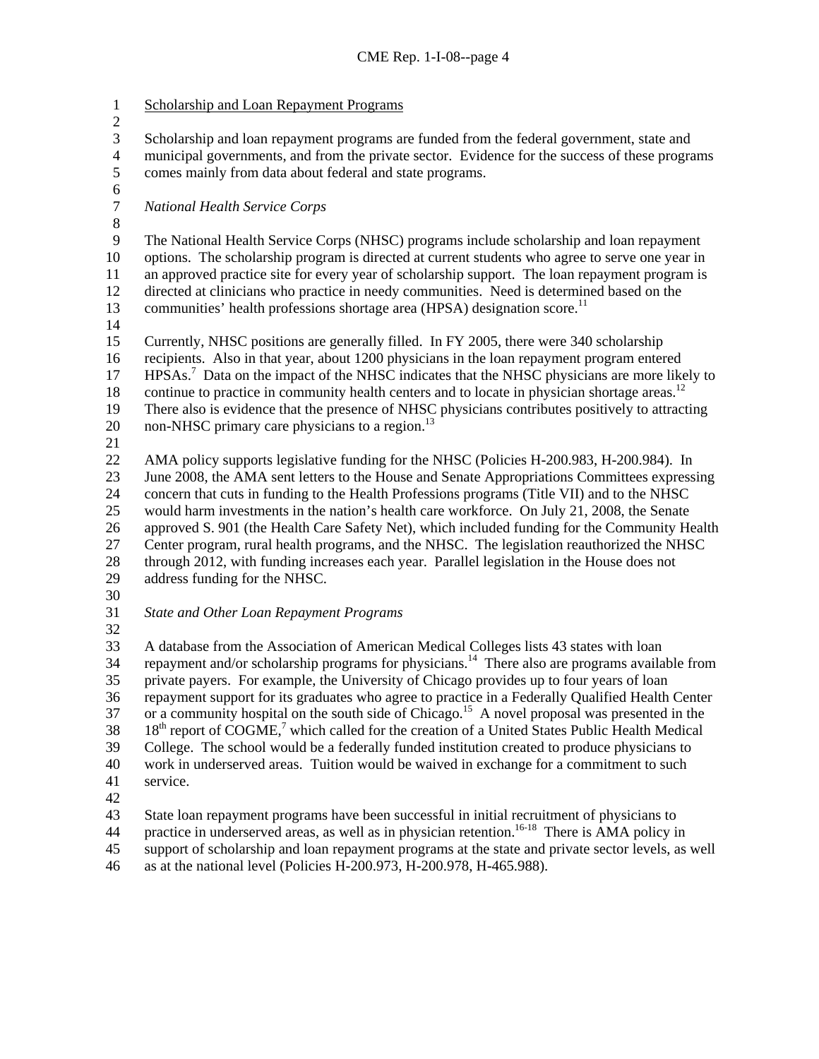## Scholarship and Loan Repayment Programs

Scholarship and loan repayment programs are funded from the federal government, state and municipal governments, and from the private sector. Evidence for the success of these programs comes mainly from data about federal and state programs.

### *National Health Service Corps*

The National Health Service Corps (NHSC) programs include scholarship and loan repayment options. The scholarship program is directed at current students who agree to serve one year in an approved practice site for every year of scholarship support. The loan repayment program is directed at clinicians who practice in needy communities. Need is determined based on the communities' health professions shortage area (HPSA) designation score.[11]

Currently, NHSC positions are generally filled. In FY 2005, there were 340 scholarship recipients. Also in that year, about 1200 physicians in the loan repayment program entered HPSAs.[7] Data on the impact of the NHSC indicates that the NHSC physicians are more likely to continue to practice in community health centers and to locate in physician shortage areas.[12] There also is evidence that the presence of NHSC physicians contributes positively to attracting non-NHSC primary care physicians to a region.[13]

AMA policy supports legislative funding for the NHSC (Policies H-200.983, H-200.984). In June 2008, the AMA sent letters to the House and Senate Appropriations Committees expressing concern that cuts in funding to the Health Professions programs (Title VII) and to the NHSC would harm investments in the nation's health care workforce. On July 21, 2008, the Senate approved S. 901 (the Health Care Safety Net), which included funding for the Community Health Center program, rural health programs, and the NHSC. The legislation reauthorized the NHSC through 2012, with funding increases each year. Parallel legislation in the House does not address funding for the NHSC.

### *State and Other Loan Repayment Programs*

A database from the Association of American Medical Colleges lists 43 states with loan repayment and/or scholarship programs for physicians.[14] There also are programs available from private payers. For example, the University of Chicago provides up to four years of loan repayment support for its graduates who agree to practice in a Federally Qualified Health Center or a community hospital on the south side of Chicago.[15] A novel proposal was presented in the 18th report of COGME,[7] which called for the creation of a United States Public Health Medical College. The school would be a federally funded institution created to produce physicians to work in underserved areas. Tuition would be waived in exchange for a commitment to such service.

State loan repayment programs have been successful in initial recruitment of physicians to practice in underserved areas, as well as in physician retention.[16-18] There is AMA policy in support of scholarship and loan repayment programs at the state and private sector levels, as well as at the national level (Policies H-200.973, H-200.978, H-465.988).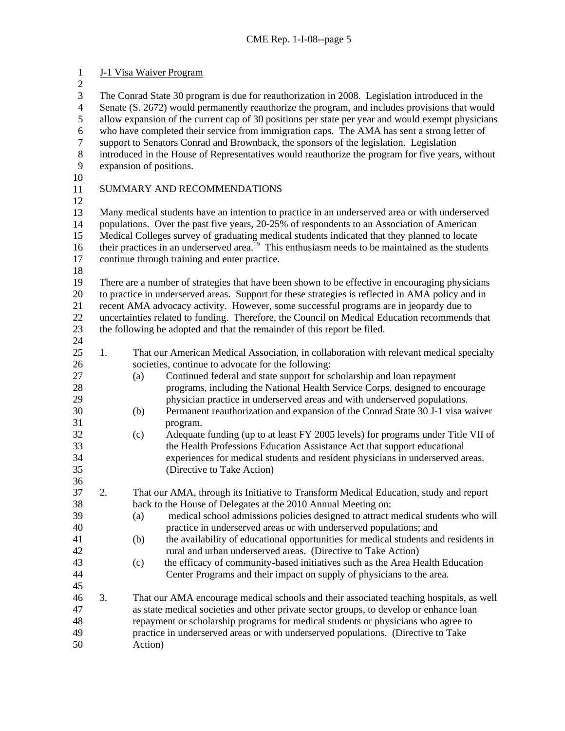J-1 Visa Waiver Program

The Conrad State 30 program is due for reauthorization in 2008. Legislation introduced in the Senate (S. 2672) would permanently reauthorize the program, and includes provisions that would allow expansion of the current cap of 30 positions per state per year and would exempt physicians who have completed their service from immigration caps. The AMA has sent a strong letter of support to Senators Conrad and Brownback, the sponsors of the legislation. Legislation introduced in the House of Representatives would reauthorize the program for five years, without expansion of positions.

## SUMMARY AND RECOMMENDATIONS

Many medical students have an intention to practice in an underserved area or with underserved populations. Over the past five years, 20-25% of respondents to an Association of American Medical Colleges survey of graduating medical students indicated that they planned to locate their practices in an underserved area.[19] This enthusiasm needs to be maintained as the students continue through training and enter practice.

There are a number of strategies that have been shown to be effective in encouraging physicians to practice in underserved areas. Support for these strategies is reflected in AMA policy and in recent AMA advocacy activity. However, some successful programs are in jeopardy due to uncertainties related to funding. Therefore, the Council on Medical Education recommends that the following be adopted and that the remainder of this report be filed.

1. That our American Medical Association, in collaboration with relevant medical specialty societies, continue to advocate for the following:
   (a) Continued federal and state support for scholarship and loan repayment programs, including the National Health Service Corps, designed to encourage physician practice in underserved areas and with underserved populations.
   (b) Permanent reauthorization and expansion of the Conrad State 30 J-1 visa waiver program.
   (c) Adequate funding (up to at least FY 2005 levels) for programs under Title VII of the Health Professions Education Assistance Act that support educational experiences for medical students and resident physicians in underserved areas. (Directive to Take Action)

2. That our AMA, through its Initiative to Transform Medical Education, study and report back to the House of Delegates at the 2010 Annual Meeting on:
   (a) medical school admissions policies designed to attract medical students who will practice in underserved areas or with underserved populations; and
   (b) the availability of educational opportunities for medical students and residents in rural and urban underserved areas. (Directive to Take Action)
   (c) the efficacy of community-based initiatives such as the Area Health Education Center Programs and their impact on supply of physicians to the area.

3. That our AMA encourage medical schools and their associated teaching hospitals, as well as state medical societies and other private sector groups, to develop or enhance loan repayment or scholarship programs for medical students or physicians who agree to practice in underserved areas or with underserved populations. (Directive to Take Action)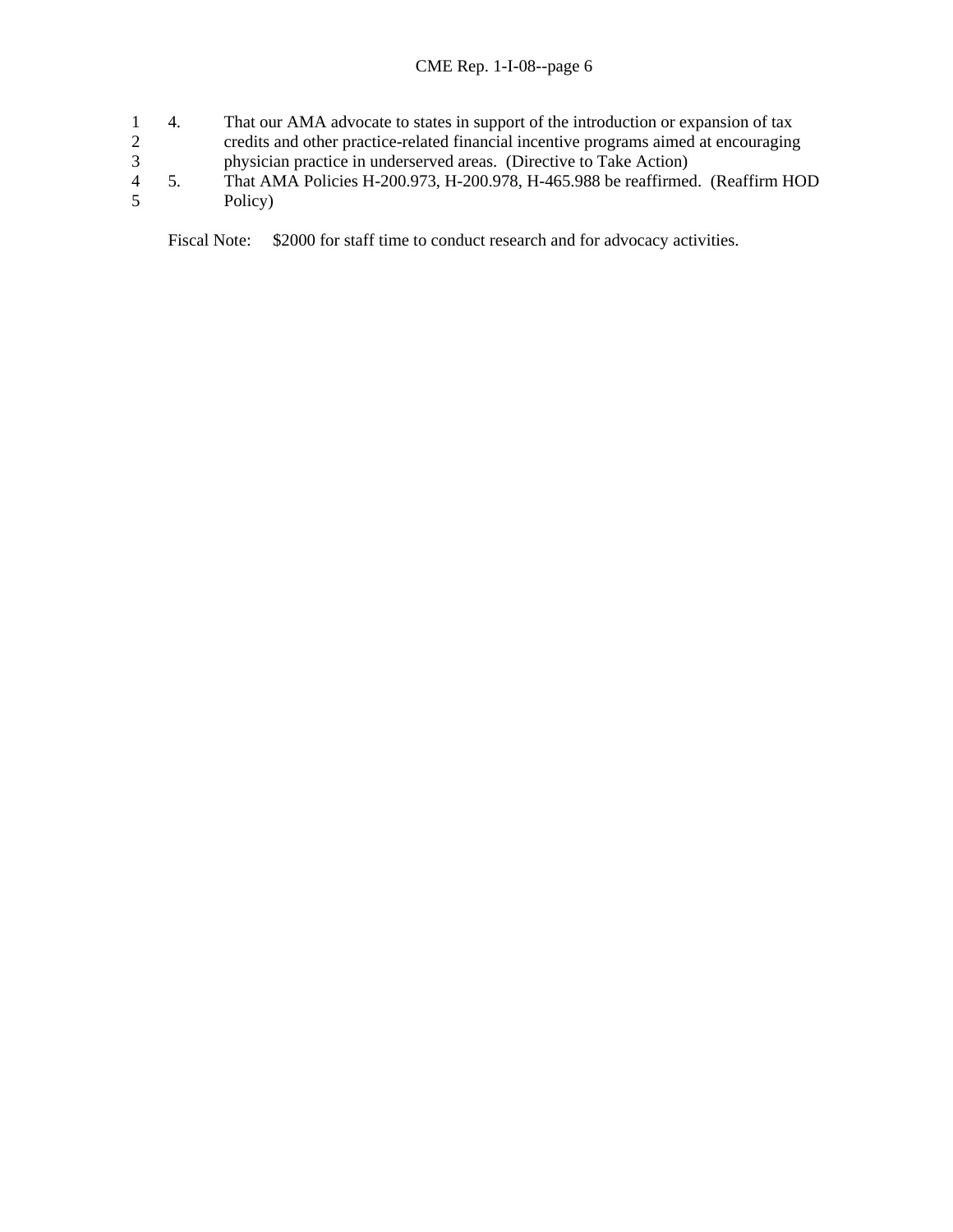4. That our AMA advocate to states in support of the introduction or expansion of tax credits and other practice-related financial incentive programs aimed at encouraging physician practice in underserved areas. (Directive to Take Action)
5. That AMA Policies H-200.973, H-200.978, H-465.988 be reaffirmed. (Reaffirm HOD Policy)

Fiscal Note: $2000 for staff time to conduct research and for advocacy activities.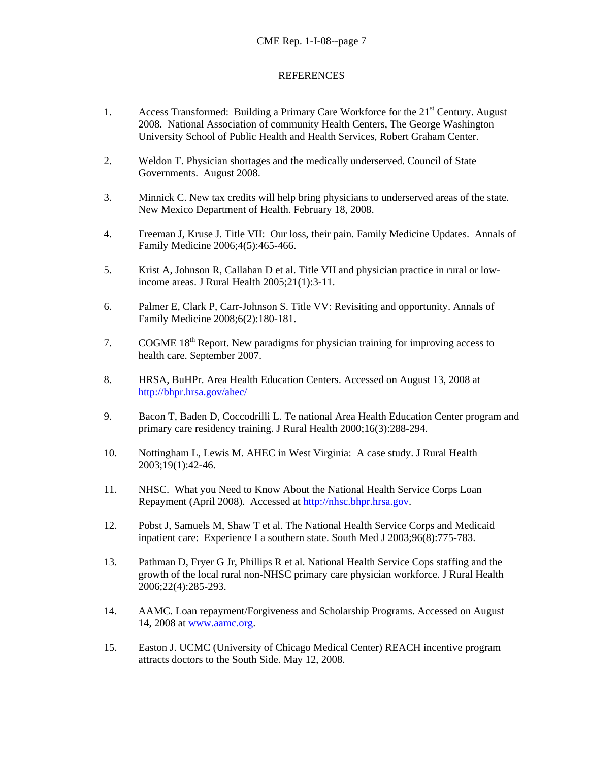## REFERENCES

1. Access Transformed: Building a Primary Care Workforce for the 21st Century. August 2008. National Association of community Health Centers, The George Washington University School of Public Health and Health Services, Robert Graham Center.

2. Weldon T. Physician shortages and the medically underserved. Council of State Governments. August 2008.

3. Minnick C. New tax credits will help bring physicians to underserved areas of the state. New Mexico Department of Health. February 18, 2008.

4. Freeman J, Kruse J. Title VII: Our loss, their pain. Family Medicine Updates. Annals of Family Medicine 2006;4(5):465-466.

5. Krist A, Johnson R, Callahan D et al. Title VII and physician practice in rural or low-income areas. J Rural Health 2005;21(1):3-11.

6. Palmer E, Clark P, Carr-Johnson S. Title VV: Revisiting and opportunity. Annals of Family Medicine 2008;6(2):180-181.

7. COGME 18th Report. New paradigms for physician training for improving access to health care. September 2007.

8. HRSA, BuHPr. Area Health Education Centers. Accessed on August 13, 2008 at http://bhpr.hrsa.gov/ahec/

9. Bacon T, Baden D, Coccodrilli L. Te national Area Health Education Center program and primary care residency training. J Rural Health 2000;16(3):288-294.

10. Nottingham L, Lewis M. AHEC in West Virginia: A case study. J Rural Health 2003;19(1):42-46.

11. NHSC. What you Need to Know About the National Health Service Corps Loan Repayment (April 2008). Accessed at http://nhsc.bhpr.hrsa.gov.

12. Pobst J, Samuels M, Shaw T et al. The National Health Service Corps and Medicaid inpatient care: Experience I a southern state. South Med J 2003;96(8):775-783.

13. Pathman D, Fryer G Jr, Phillips R et al. National Health Service Cops staffing and the growth of the local rural non-NHSC primary care physician workforce. J Rural Health 2006;22(4):285-293.

14. AAMC. Loan repayment/Forgiveness and Scholarship Programs. Accessed on August 14, 2008 at www.aamc.org.

15. Easton J. UCMC (University of Chicago Medical Center) REACH incentive program attracts doctors to the South Side. May 12, 2008.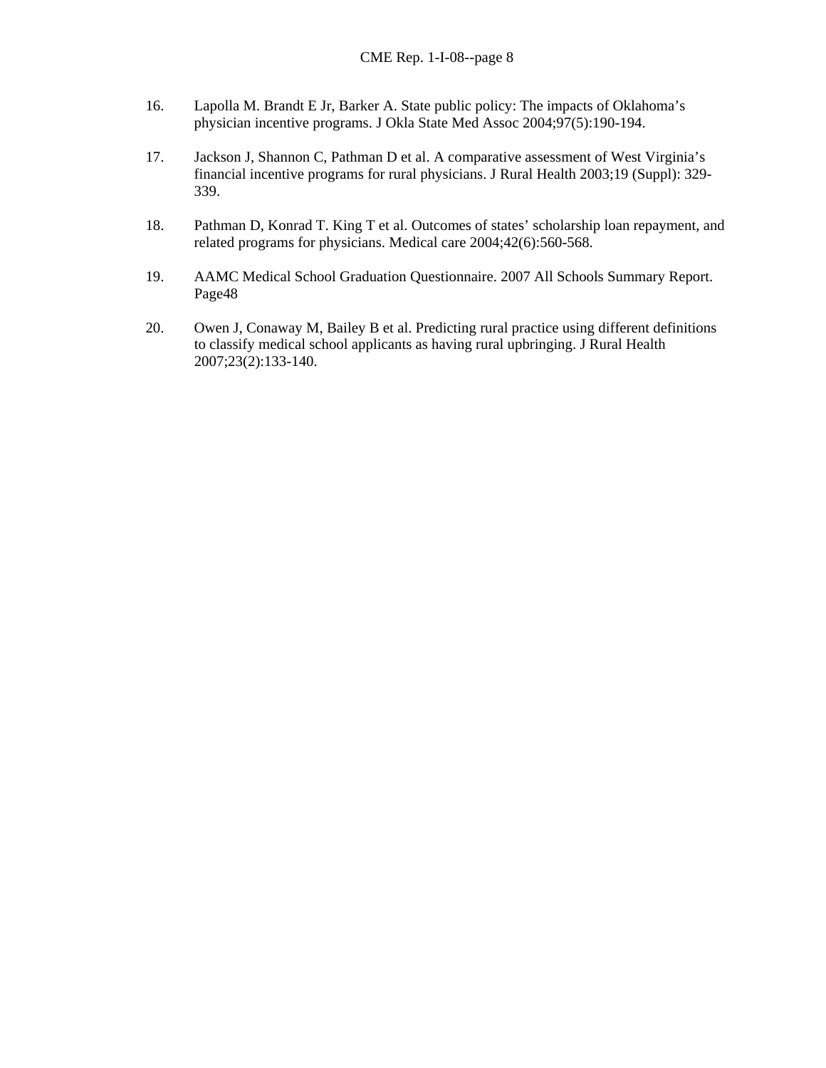16. Lapolla M. Brandt E Jr, Barker A. State public policy: The impacts of Oklahoma's physician incentive programs. J Okla State Med Assoc 2004;97(5):190-194.

17. Jackson J, Shannon C, Pathman D et al. A comparative assessment of West Virginia's financial incentive programs for rural physicians. J Rural Health 2003;19 (Suppl): 329-339.

18. Pathman D, Konrad T. King T et al. Outcomes of states' scholarship loan repayment, and related programs for physicians. Medical care 2004;42(6):560-568.

19. AAMC Medical School Graduation Questionnaire. 2007 All Schools Summary Report. Page48

20. Owen J, Conaway M, Bailey B et al. Predicting rural practice using different definitions to classify medical school applicants as having rural upbringing. J Rural Health 2007;23(2):133-140.